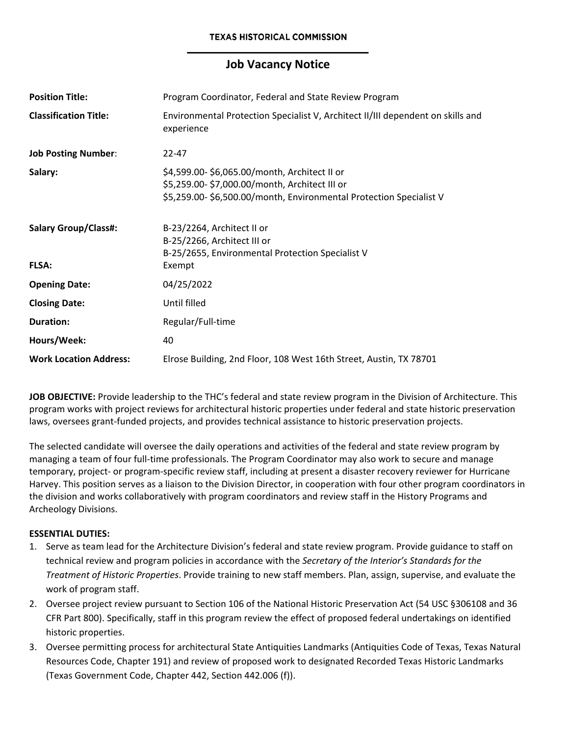**TEXAS HISTORICAL COMMISSION**

# Job Vacancy Notice

| | |
|---|---|
| **Position Title:** | Program Coordinator, Federal and State Review Program |
| **Classification Title:** | Environmental Protection Specialist V, Architect II/III dependent on skills and experience |
| **Job Posting Number**: | 22-47 |
| **Salary:** | \$4,599.00- \$6,065.00/month, Architect II or<br>\$5,259.00- \$7,000.00/month, Architect III or<br>\$5,259.00- \$6,500.00/month, Environmental Protection Specialist V |
| **Salary Group/Class#:** | B-23/2264, Architect II or<br>B-25/2266, Architect III or<br>B-25/2655, Environmental Protection Specialist V |
| **FLSA:** | Exempt |
| **Opening Date:** | 04/25/2022 |
| **Closing Date:** | Until filled |
| **Duration:** | Regular/Full-time |
| **Hours/Week:** | 40 |
| **Work Location Address:** | Elrose Building, 2nd Floor, 108 West 16th Street, Austin, TX 78701 |

**JOB OBJECTIVE:** Provide leadership to the THC's federal and state review program in the Division of Architecture. This program works with project reviews for architectural historic properties under federal and state historic preservation laws, oversees grant-funded projects, and provides technical assistance to historic preservation projects.

The selected candidate will oversee the daily operations and activities of the federal and state review program by managing a team of four full-time professionals. The Program Coordinator may also work to secure and manage temporary, project- or program-specific review staff, including at present a disaster recovery reviewer for Hurricane Harvey. This position serves as a liaison to the Division Director, in cooperation with four other program coordinators in the division and works collaboratively with program coordinators and review staff in the History Programs and Archeology Divisions.

**ESSENTIAL DUTIES:**

1. Serve as team lead for the Architecture Division's federal and state review program. Provide guidance to staff on technical review and program policies in accordance with the *Secretary of the Interior's Standards for the Treatment of Historic Properties*. Provide training to new staff members. Plan, assign, supervise, and evaluate the work of program staff.
2. Oversee project review pursuant to Section 106 of the National Historic Preservation Act (54 USC §306108 and 36 CFR Part 800). Specifically, staff in this program review the effect of proposed federal undertakings on identified historic properties.
3. Oversee permitting process for architectural State Antiquities Landmarks (Antiquities Code of Texas, Texas Natural Resources Code, Chapter 191) and review of proposed work to designated Recorded Texas Historic Landmarks (Texas Government Code, Chapter 442, Section 442.006 (f)).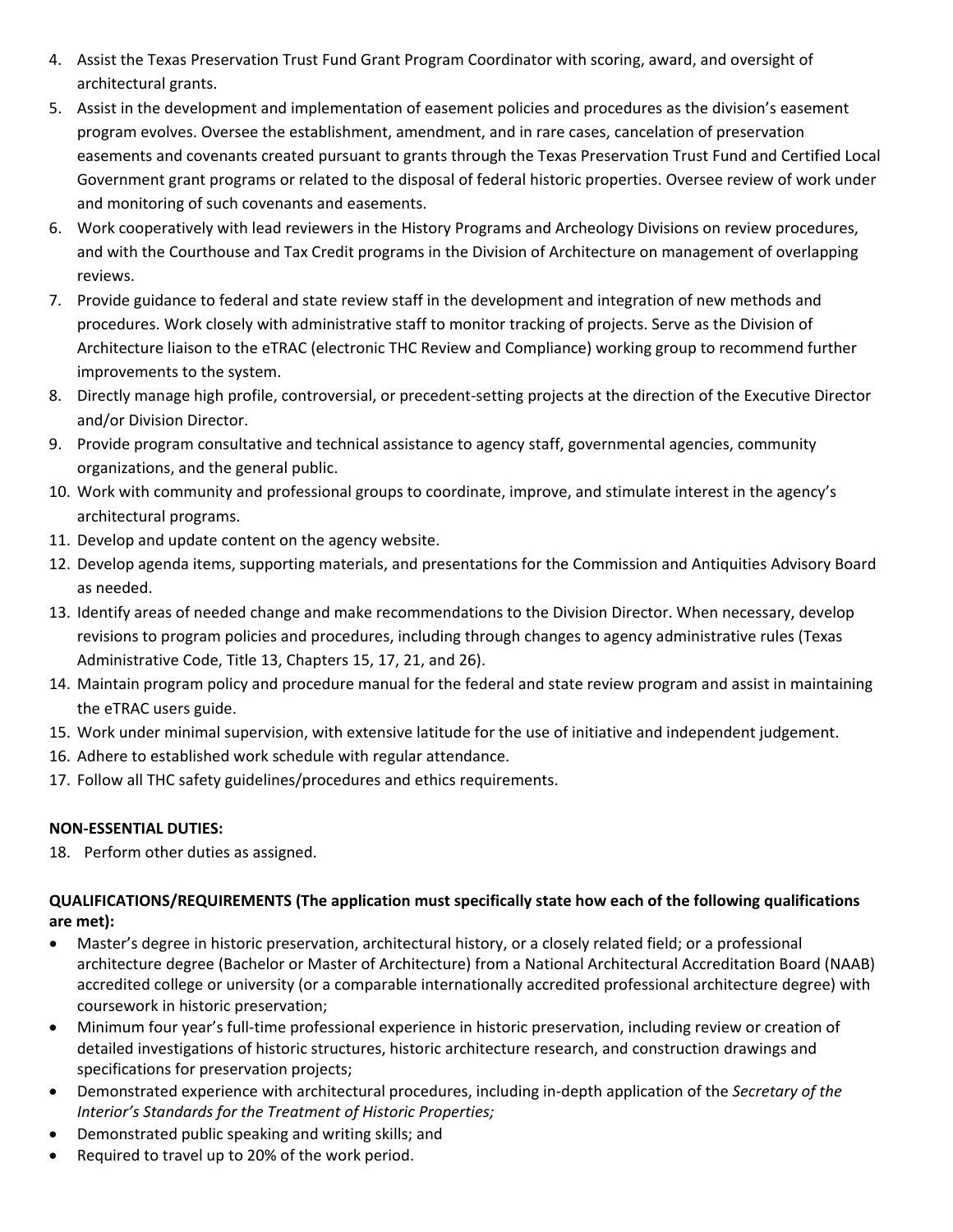4. Assist the Texas Preservation Trust Fund Grant Program Coordinator with scoring, award, and oversight of architectural grants.
5. Assist in the development and implementation of easement policies and procedures as the division's easement program evolves. Oversee the establishment, amendment, and in rare cases, cancelation of preservation easements and covenants created pursuant to grants through the Texas Preservation Trust Fund and Certified Local Government grant programs or related to the disposal of federal historic properties. Oversee review of work under and monitoring of such covenants and easements.
6. Work cooperatively with lead reviewers in the History Programs and Archeology Divisions on review procedures, and with the Courthouse and Tax Credit programs in the Division of Architecture on management of overlapping reviews.
7. Provide guidance to federal and state review staff in the development and integration of new methods and procedures. Work closely with administrative staff to monitor tracking of projects. Serve as the Division of Architecture liaison to the eTRAC (electronic THC Review and Compliance) working group to recommend further improvements to the system.
8. Directly manage high profile, controversial, or precedent-setting projects at the direction of the Executive Director and/or Division Director.
9. Provide program consultative and technical assistance to agency staff, governmental agencies, community organizations, and the general public.
10. Work with community and professional groups to coordinate, improve, and stimulate interest in the agency's architectural programs.
11. Develop and update content on the agency website.
12. Develop agenda items, supporting materials, and presentations for the Commission and Antiquities Advisory Board as needed.
13. Identify areas of needed change and make recommendations to the Division Director. When necessary, develop revisions to program policies and procedures, including through changes to agency administrative rules (Texas Administrative Code, Title 13, Chapters 15, 17, 21, and 26).
14. Maintain program policy and procedure manual for the federal and state review program and assist in maintaining the eTRAC users guide.
15. Work under minimal supervision, with extensive latitude for the use of initiative and independent judgement.
16. Adhere to established work schedule with regular attendance.
17. Follow all THC safety guidelines/procedures and ethics requirements.

**NON-ESSENTIAL DUTIES:**

18. Perform other duties as assigned.

**QUALIFICATIONS/REQUIREMENTS (The application must specifically state how each of the following qualifications are met):**

- Master's degree in historic preservation, architectural history, or a closely related field; or a professional architecture degree (Bachelor or Master of Architecture) from a National Architectural Accreditation Board (NAAB) accredited college or university (or a comparable internationally accredited professional architecture degree) with coursework in historic preservation;
- Minimum four year's full-time professional experience in historic preservation, including review or creation of detailed investigations of historic structures, historic architecture research, and construction drawings and specifications for preservation projects;
- Demonstrated experience with architectural procedures, including in-depth application of the *Secretary of the Interior's Standards for the Treatment of Historic Properties;*
- Demonstrated public speaking and writing skills; and
- Required to travel up to 20% of the work period.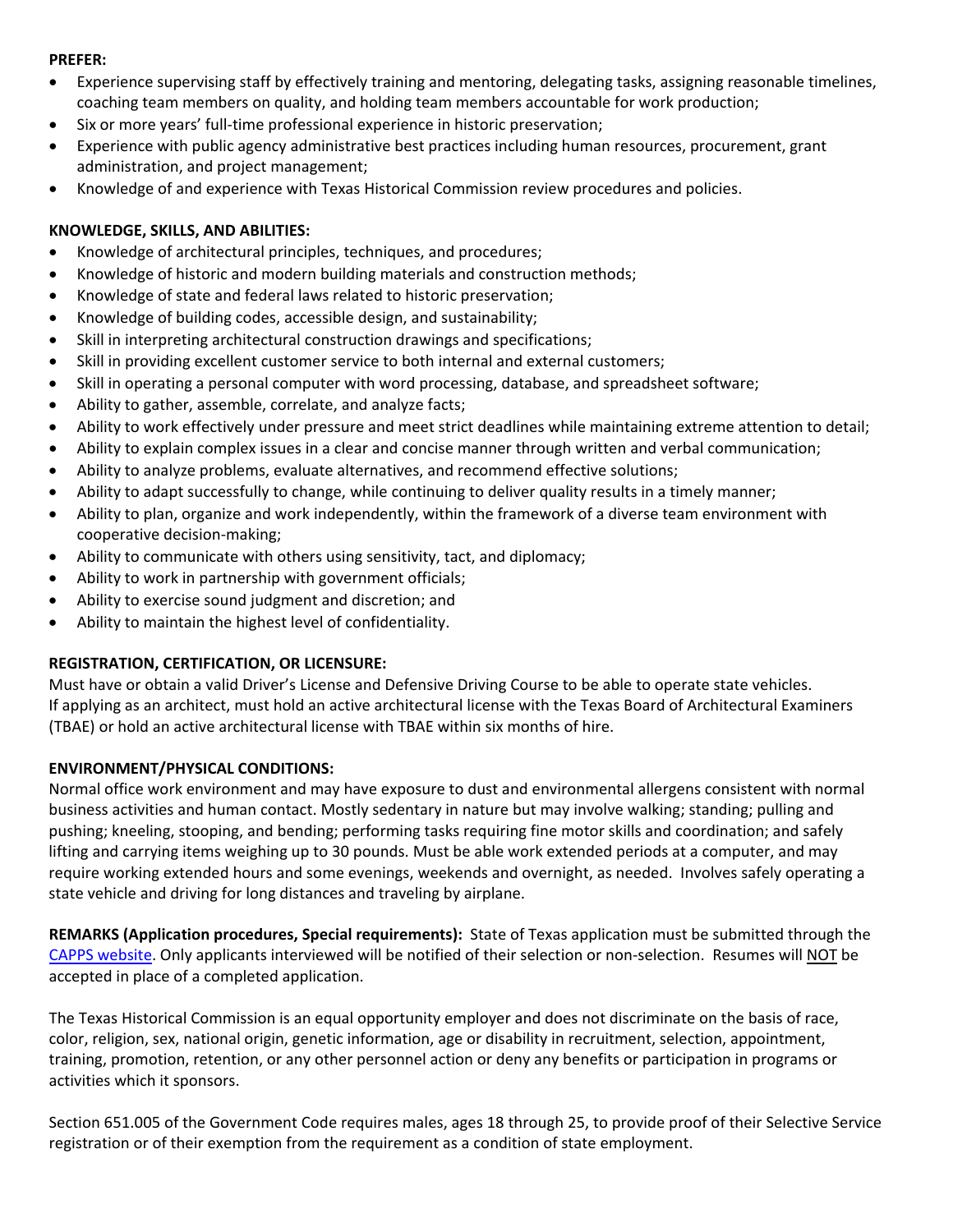**PREFER:**

- Experience supervising staff by effectively training and mentoring, delegating tasks, assigning reasonable timelines, coaching team members on quality, and holding team members accountable for work production;
- Six or more years' full-time professional experience in historic preservation;
- Experience with public agency administrative best practices including human resources, procurement, grant administration, and project management;
- Knowledge of and experience with Texas Historical Commission review procedures and policies.

**KNOWLEDGE, SKILLS, AND ABILITIES:**

- Knowledge of architectural principles, techniques, and procedures;
- Knowledge of historic and modern building materials and construction methods;
- Knowledge of state and federal laws related to historic preservation;
- Knowledge of building codes, accessible design, and sustainability;
- Skill in interpreting architectural construction drawings and specifications;
- Skill in providing excellent customer service to both internal and external customers;
- Skill in operating a personal computer with word processing, database, and spreadsheet software;
- Ability to gather, assemble, correlate, and analyze facts;
- Ability to work effectively under pressure and meet strict deadlines while maintaining extreme attention to detail;
- Ability to explain complex issues in a clear and concise manner through written and verbal communication;
- Ability to analyze problems, evaluate alternatives, and recommend effective solutions;
- Ability to adapt successfully to change, while continuing to deliver quality results in a timely manner;
- Ability to plan, organize and work independently, within the framework of a diverse team environment with cooperative decision-making;
- Ability to communicate with others using sensitivity, tact, and diplomacy;
- Ability to work in partnership with government officials;
- Ability to exercise sound judgment and discretion; and
- Ability to maintain the highest level of confidentiality.

**REGISTRATION, CERTIFICATION, OR LICENSURE:**

Must have or obtain a valid Driver's License and Defensive Driving Course to be able to operate state vehicles. If applying as an architect, must hold an active architectural license with the Texas Board of Architectural Examiners (TBAE) or hold an active architectural license with TBAE within six months of hire.

**ENVIRONMENT/PHYSICAL CONDITIONS:**

Normal office work environment and may have exposure to dust and environmental allergens consistent with normal business activities and human contact. Mostly sedentary in nature but may involve walking; standing; pulling and pushing; kneeling, stooping, and bending; performing tasks requiring fine motor skills and coordination; and safely lifting and carrying items weighing up to 30 pounds. Must be able work extended periods at a computer, and may require working extended hours and some evenings, weekends and overnight, as needed. Involves safely operating a state vehicle and driving for long distances and traveling by airplane.

**REMARKS (Application procedures, Special requirements):** State of Texas application must be submitted through the CAPPS website. Only applicants interviewed will be notified of their selection or non-selection. Resumes will NOT be accepted in place of a completed application.

The Texas Historical Commission is an equal opportunity employer and does not discriminate on the basis of race, color, religion, sex, national origin, genetic information, age or disability in recruitment, selection, appointment, training, promotion, retention, or any other personnel action or deny any benefits or participation in programs or activities which it sponsors.

Section 651.005 of the Government Code requires males, ages 18 through 25, to provide proof of their Selective Service registration or of their exemption from the requirement as a condition of state employment.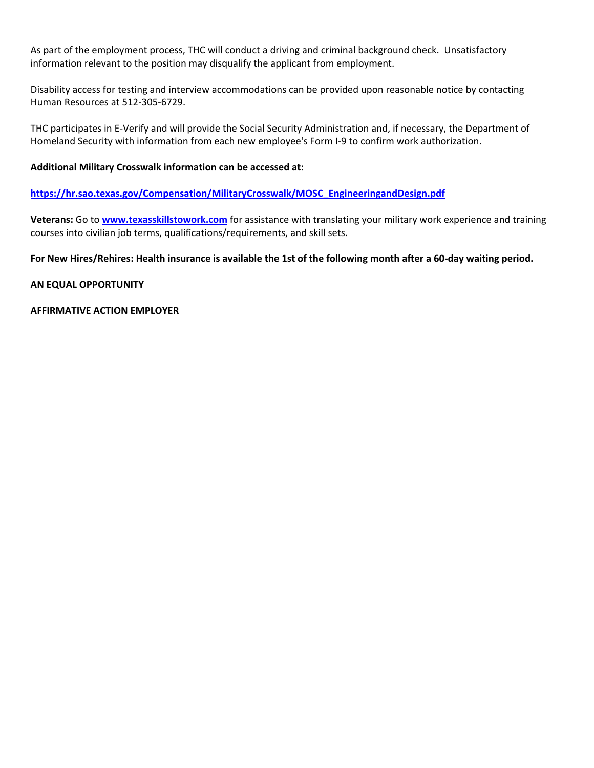As part of the employment process, THC will conduct a driving and criminal background check. Unsatisfactory information relevant to the position may disqualify the applicant from employment.

Disability access for testing and interview accommodations can be provided upon reasonable notice by contacting Human Resources at 512-305-6729.

THC participates in E-Verify and will provide the Social Security Administration and, if necessary, the Department of Homeland Security with information from each new employee's Form I-9 to confirm work authorization.

**Additional Military Crosswalk information can be accessed at:**

**[https://hr.sao.texas.gov/Compensation/MilitaryCrosswalk/MOSC_EngineeringandDesign.pdf](https://hr.sao.texas.gov/Compensation/MilitaryCrosswalk/MOSC_EngineeringandDesign.pdf)**

**Veterans:** Go to **[www.texasskillstowork.com](http://www.texasskillstowork.com)** for assistance with translating your military work experience and training courses into civilian job terms, qualifications/requirements, and skill sets.

**For New Hires/Rehires: Health insurance is available the 1st of the following month after a 60-day waiting period.**

**AN EQUAL OPPORTUNITY**

**AFFIRMATIVE ACTION EMPLOYER**